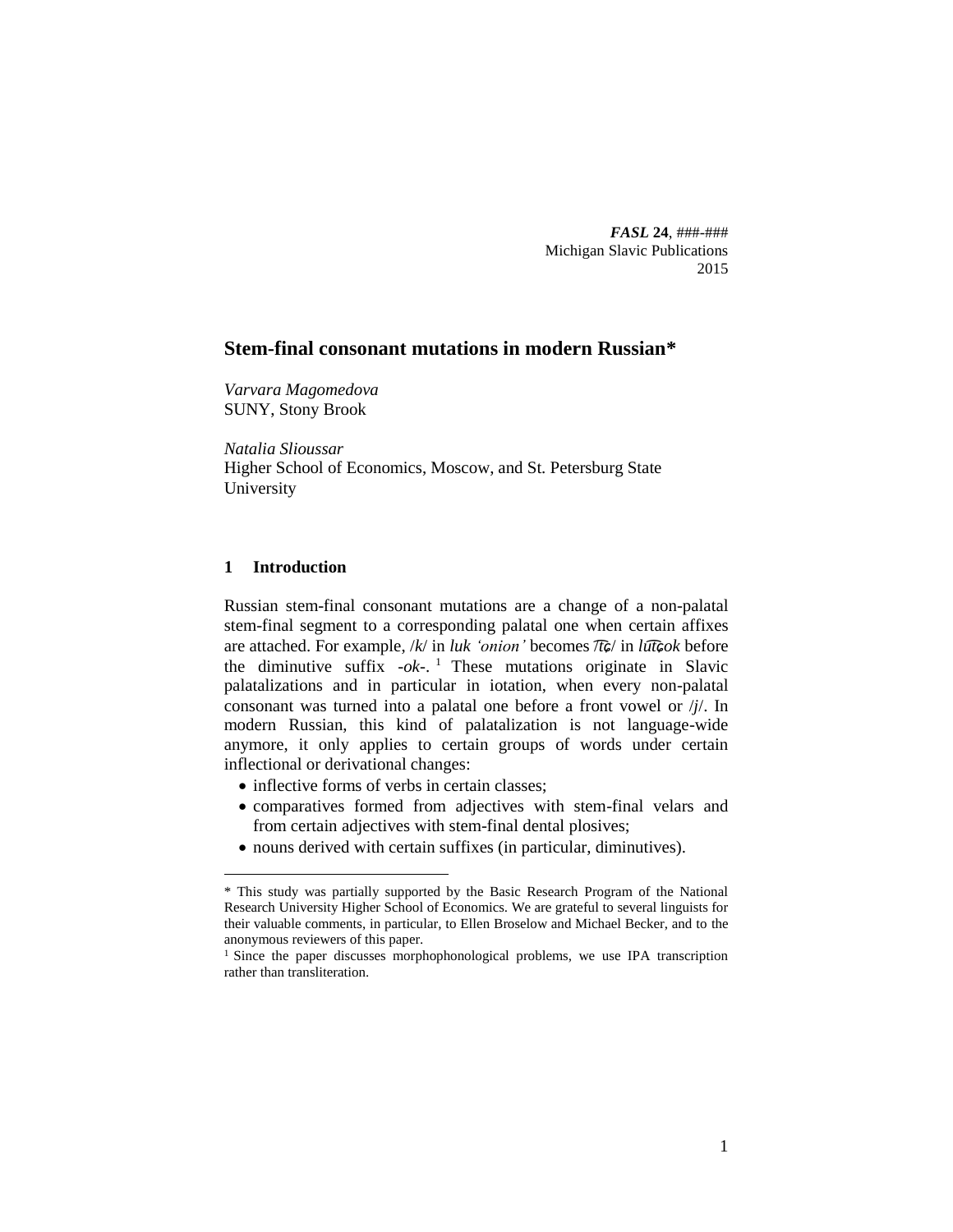*FASL* **24**, ###-###
Michigan Slavic Publications
2015

# Stem-final consonant mutations in modern Russian*

*Varvara Magomedova*
SUNY, Stony Brook

*Natalia Slioussar*
Higher School of Economics, Moscow, and St. Petersburg State University

## 1 Introduction

Russian stem-final consonant mutations are a change of a non-palatal stem-final segment to a corresponding palatal one when certain affixes are attached. For example, /k/ in *luk 'onion'* becomes /t͡ɕ/ in *lut͡ɕok* before the diminutive suffix *-ok-*.[1] These mutations originate in Slavic palatalizations and in particular in iotation, when every non-palatal consonant was turned into a palatal one before a front vowel or /j/. In modern Russian, this kind of palatalization is not language-wide anymore, it only applies to certain groups of words under certain inflectional or derivational changes:

- inflective forms of verbs in certain classes;
- comparatives formed from adjectives with stem-final velars and from certain adjectives with stem-final dental plosives;
- nouns derived with certain suffixes (in particular, diminutives).

---

* This study was partially supported by the Basic Research Program of the National Research University Higher School of Economics. We are grateful to several linguists for their valuable comments, in particular, to Ellen Broselow and Michael Becker, and to the anonymous reviewers of this paper.

[1] Since the paper discusses morphophonological problems, we use IPA transcription rather than transliteration.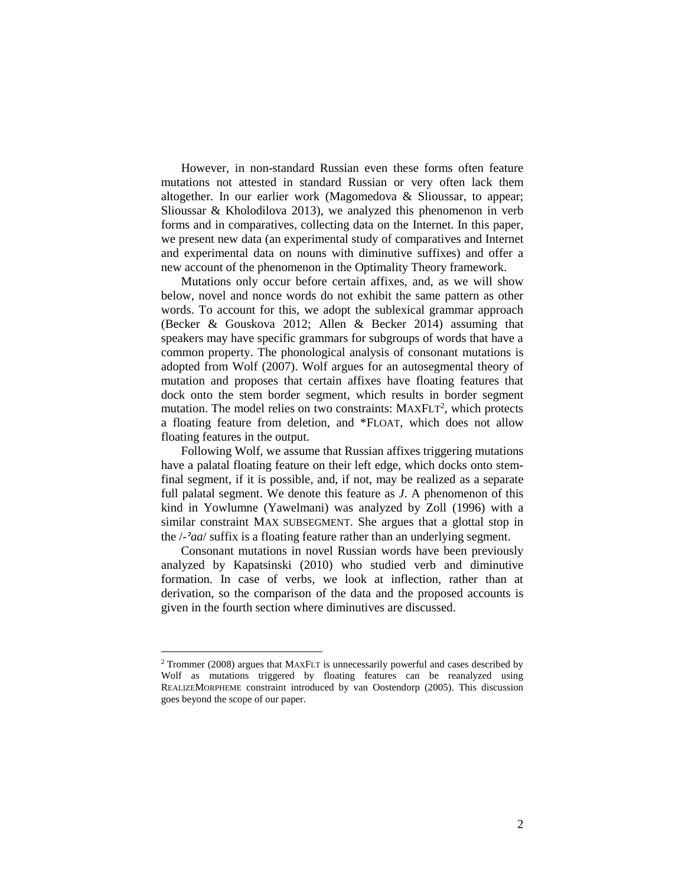However, in non-standard Russian even these forms often feature mutations not attested in standard Russian or very often lack them altogether. In our earlier work (Magomedova & Slioussar, to appear; Slioussar & Kholodilova 2013), we analyzed this phenomenon in verb forms and in comparatives, collecting data on the Internet. In this paper, we present new data (an experimental study of comparatives and Internet and experimental data on nouns with diminutive suffixes) and offer a new account of the phenomenon in the Optimality Theory framework.

Mutations only occur before certain affixes, and, as we will show below, novel and nonce words do not exhibit the same pattern as other words. To account for this, we adopt the sublexical grammar approach (Becker & Gouskova 2012; Allen & Becker 2014) assuming that speakers may have specific grammars for subgroups of words that have a common property. The phonological analysis of consonant mutations is adopted from Wolf (2007). Wolf argues for an autosegmental theory of mutation and proposes that certain affixes have floating features that dock onto the stem border segment, which results in border segment mutation. The model relies on two constraints: MAXFLT[2], which protects a floating feature from deletion, and *FLOAT, which does not allow floating features in the output.

Following Wolf, we assume that Russian affixes triggering mutations have a palatal floating feature on their left edge, which docks onto stem-final segment, if it is possible, and, if not, may be realized as a separate full palatal segment. We denote this feature as *J*. A phenomenon of this kind in Yowlumne (Yawelmani) was analyzed by Zoll (1996) with a similar constraint MAX SUBSEGMENT. She argues that a glottal stop in the /-*ˀaa*/ suffix is a floating feature rather than an underlying segment.

Consonant mutations in novel Russian words have been previously analyzed by Kapatsinski (2010) who studied verb and diminutive formation. In case of verbs, we look at inflection, rather than at derivation, so the comparison of the data and the proposed accounts is given in the fourth section where diminutives are discussed.

---

[2] Trommer (2008) argues that MAXFLT is unnecessarily powerful and cases described by Wolf as mutations triggered by floating features can be reanalyzed using REALIZEMORPHEME constraint introduced by van Oostendorp (2005). This discussion goes beyond the scope of our paper.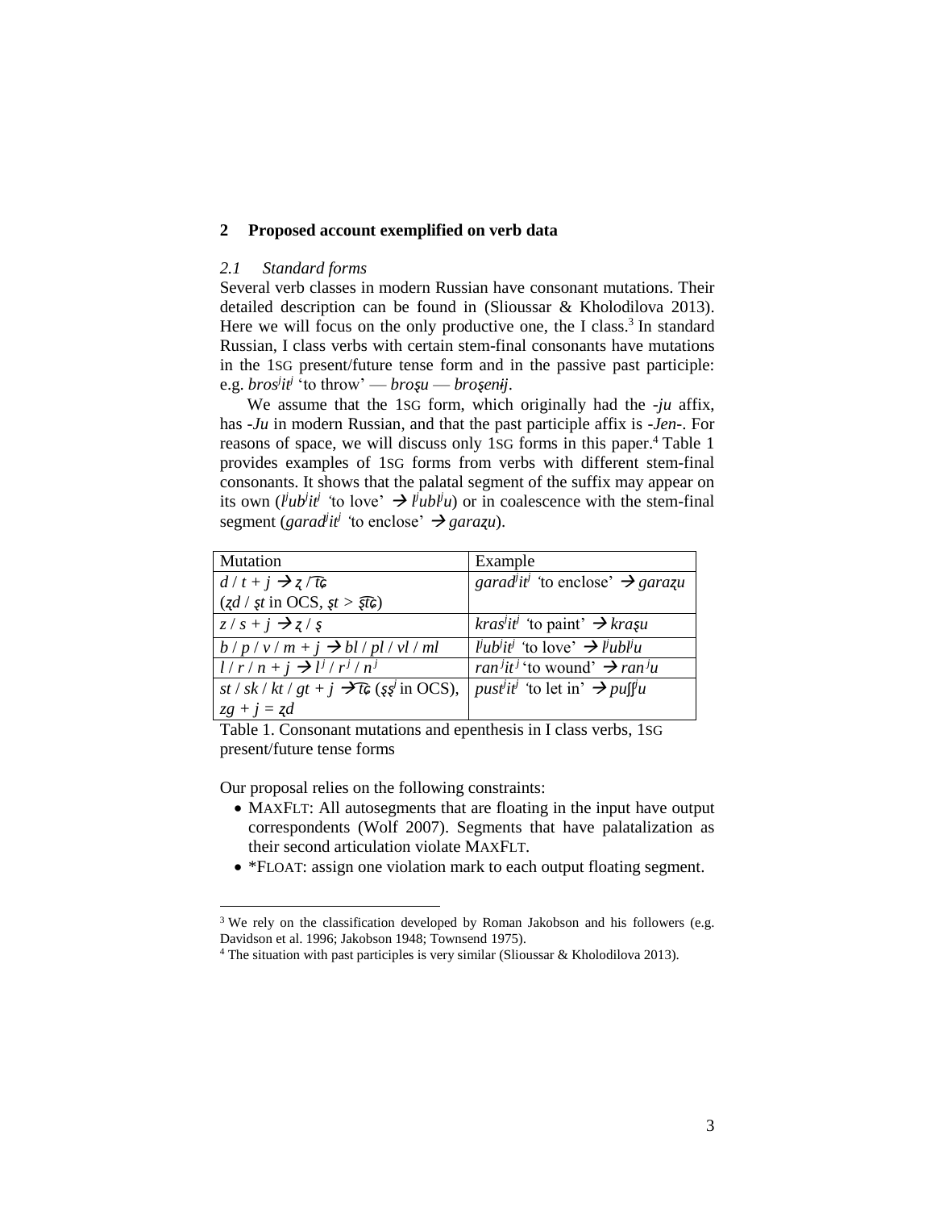## 2 Proposed account exemplified on verb data

### *2.1 Standard forms*

Several verb classes in modern Russian have consonant mutations. Their detailed description can be found in (Slioussar & Kholodilova 2013). Here we will focus on the only productive one, the I class.[3] In standard Russian, I class verbs with certain stem-final consonants have mutations in the 1SG present/future tense form and in the passive past participle: e.g. *bros^j^it^j^* 'to throw' — *broʂu* — *broʂenɨj*.

We assume that the 1SG form, which originally had the *-ju* affix, has *-Ju* in modern Russian, and that the past participle affix is *-Jen-*. For reasons of space, we will discuss only 1SG forms in this paper.[4] Table 1 provides examples of 1SG forms from verbs with different stem-final consonants. It shows that the palatal segment of the suffix may appear on its own (*l^j^ub^j^it^j^* 'to love' → *l^j^ubl^j^u*) or in coalescence with the stem-final segment (*garad^j^it^j^* 'to enclose' → *garaʐu*).

| Mutation | Example |
|---|---|
| *d* / *t* + *j* → *ʐ* / *t͡ɕ* (*ʐd* / *ʂt* in OCS, *ʂt* > *ʂ͡tɕ*) | *garad^j^it^j^* 'to enclose' → *garaʐu* |
| *z* / *s* + *j* → *ʐ* / *ʂ* | *kras^j^it^j^* 'to paint' → *kraʂu* |
| *b* / *p* / *v* / *m* + *j* → *bl* / *pl* / *vl* / *ml* | *l^j^ub^j^it^j^* 'to love' → *l^j^ubl^j^u* |
| *l* / *r* / *n* + *j* → *l^j^* / *r^j^* / *n^j^* | *ran^j^it^j^* 'to wound' → *ran^j^u* |
| *st* / *sk* / *kt* / *gt* + *j* → *t͡ɕ* (*ʂʂ^j^* in OCS), *zg* + *j* = *ʐd* | *pust^j^it^j^* 'to let in' → *puʃʃ^j^u* |

Table 1. Consonant mutations and epenthesis in I class verbs, 1SG present/future tense forms

Our proposal relies on the following constraints:

- MAXFLT: All autosegments that are floating in the input have output correspondents (Wolf 2007). Segments that have palatalization as their second articulation violate MAXFLT.
- *FLOAT: assign one violation mark to each output floating segment.

[3] We rely on the classification developed by Roman Jakobson and his followers (e.g. Davidson et al. 1996; Jakobson 1948; Townsend 1975).

[4] The situation with past participles is very similar (Slioussar & Kholodilova 2013).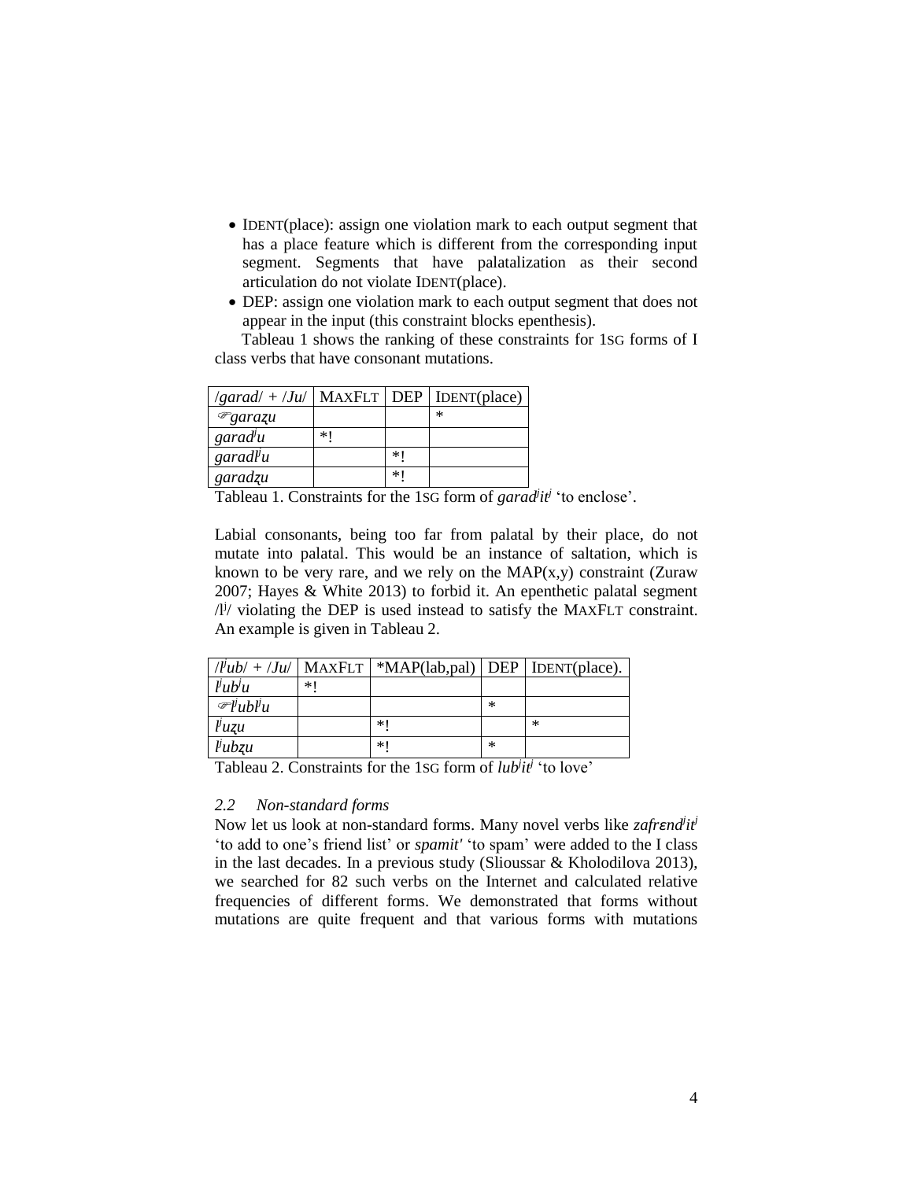- IDENT(place): assign one violation mark to each output segment that has a place feature which is different from the corresponding input segment. Segments that have palatalization as their second articulation do not violate IDENT(place).
- DEP: assign one violation mark to each output segment that does not appear in the input (this constraint blocks epenthesis).

Tableau 1 shows the ranking of these constraints for 1SG forms of I class verbs that have consonant mutations.

| /*garad*/ + /*Ju*/ | MAXFLT | DEP | IDENT(place) |
|---|---|---|---|
| ☞*garaʐu* | | | * |
| *garadʲu* | *! | | |
| *garadlʲu* | | *! | |
| *garadʐu* | | *! | |

Tableau 1. Constraints for the 1SG form of *garadʲitʲ* 'to enclose'.

Labial consonants, being too far from palatal by their place, do not mutate into palatal. This would be an instance of saltation, which is known to be very rare, and we rely on the MAP(x,y) constraint (Zuraw 2007; Hayes & White 2013) to forbid it. An epenthetic palatal segment /lʲ/ violating the DEP is used instead to satisfy the MAXFLT constraint. An example is given in Tableau 2.

| /*lʲub*/ + /*Ju*/ | MAXFLT | *MAP(lab,pal) | DEP | IDENT(place). |
|---|---|---|---|---|
| *lʲubʲu* | *! | | | |
| ☞*lʲublʲu* | | | * | |
| *lʲuʐu* | | *! | | * |
| *lʲubʐu* | | *! | * | |

Tableau 2. Constraints for the 1SG form of *lubʲitʲ* 'to love'

### *2.2 Non-standard forms*

Now let us look at non-standard forms. Many novel verbs like *zafrɛndʲitʲ* 'to add to one's friend list' or *spamit'* 'to spam' were added to the I class in the last decades. In a previous study (Slioussar & Kholodilova 2013), we searched for 82 such verbs on the Internet and calculated relative frequencies of different forms. We demonstrated that forms without mutations are quite frequent and that various forms with mutations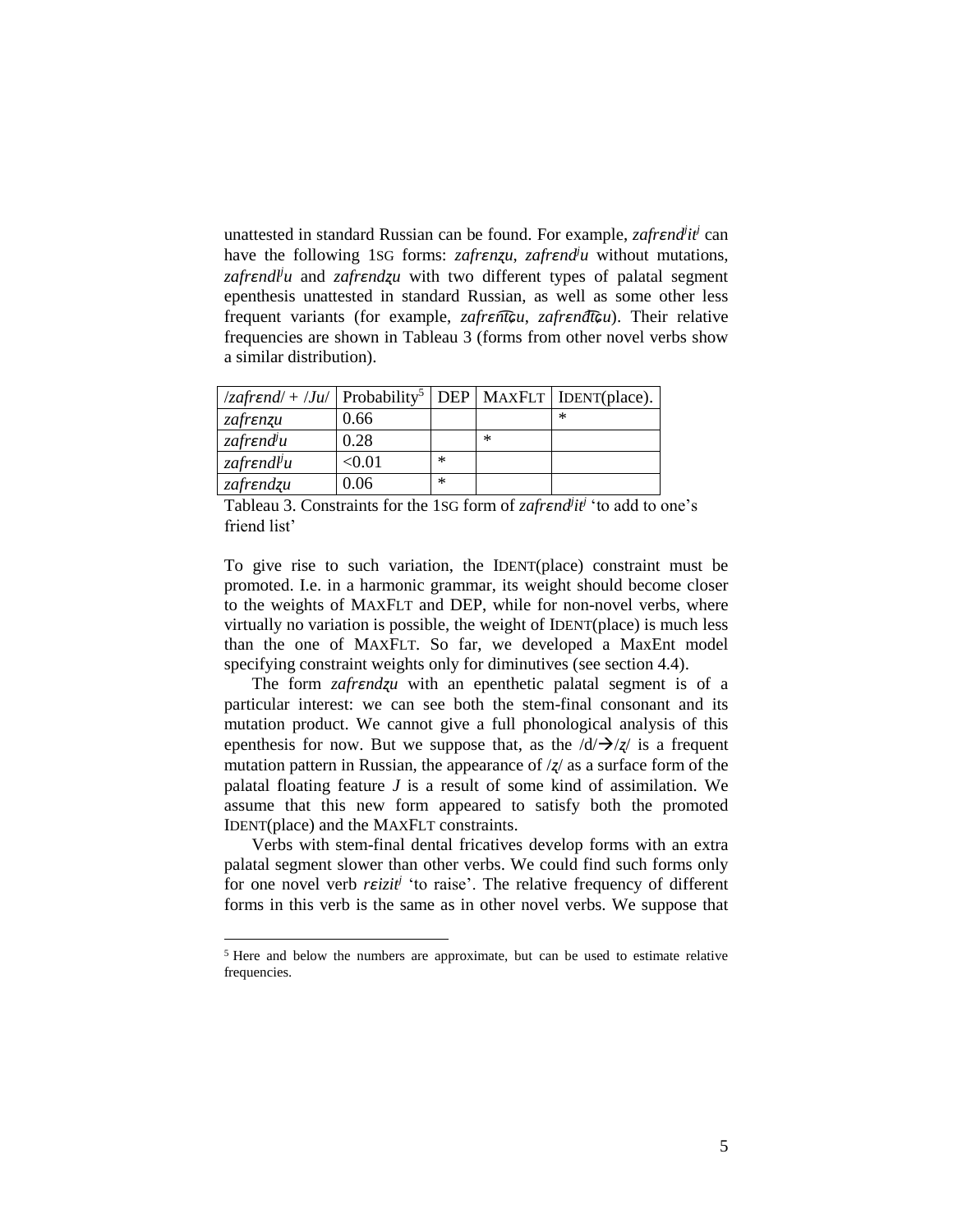unattested in standard Russian can be found. For example, *zafrɛndʲitʲ* can have the following 1SG forms: *zafrɛnʐu*, *zafrɛndʲu* without mutations, *zafrɛndlʲu* and *zafrɛndʐu* with two different types of palatal segment epenthesis unattested in standard Russian, as well as some other less frequent variants (for example, *zafrɛnt͡ɕu*, *zafrɛndt͡ɕu*). Their relative frequencies are shown in Tableau 3 (forms from other novel verbs show a similar distribution).

| /*zafrɛnd*/ + /*Ju*/ | Probability[5] | DEP | MAXFLT | IDENT(place). |
|---|---|---|---|---|
| *zafrɛnʐu* | 0.66 | | | * |
| *zafrɛndʲu* | 0.28 | | * | |
| *zafrɛndlʲu* | <0.01 | * | | |
| *zafrɛndʐu* | 0.06 | * | | |

Tableau 3. Constraints for the 1SG form of *zafrɛndʲitʲ* 'to add to one's friend list'

To give rise to such variation, the IDENT(place) constraint must be promoted. I.e. in a harmonic grammar, its weight should become closer to the weights of MAXFLT and DEP, while for non-novel verbs, where virtually no variation is possible, the weight of IDENT(place) is much less than the one of MAXFLT. So far, we developed a MaxEnt model specifying constraint weights only for diminutives (see section 4.4).

The form *zafrɛndʐu* with an epenthetic palatal segment is of a particular interest: we can see both the stem-final consonant and its mutation product. We cannot give a full phonological analysis of this epenthesis for now. But we suppose that, as the /d/→/ʐ/ is a frequent mutation pattern in Russian, the appearance of /ʐ/ as a surface form of the palatal floating feature *J* is a result of some kind of assimilation. We assume that this new form appeared to satisfy both the promoted IDENT(place) and the MAXFLT constraints.

Verbs with stem-final dental fricatives develop forms with an extra palatal segment slower than other verbs. We could find such forms only for one novel verb *rɛizitʲ* 'to raise'. The relative frequency of different forms in this verb is the same as in other novel verbs. We suppose that

[5] Here and below the numbers are approximate, but can be used to estimate relative frequencies.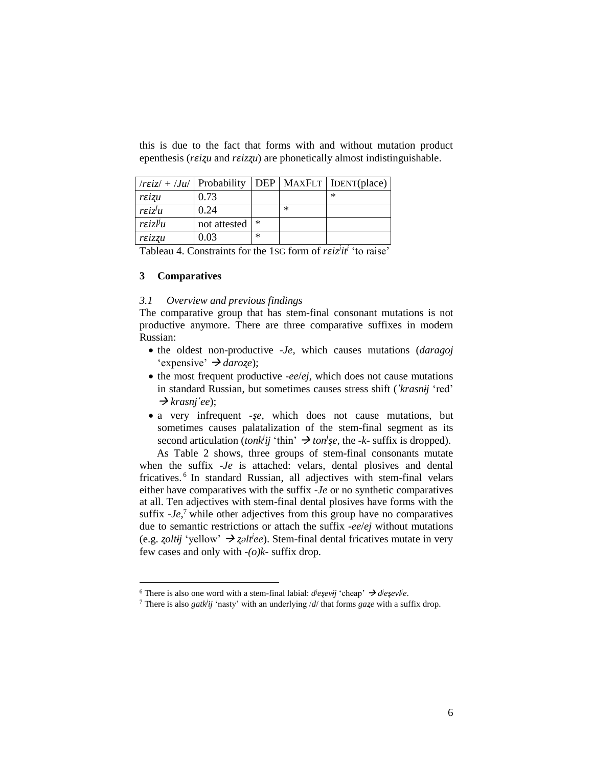this is due to the fact that forms with and without mutation product epenthesis (*rɛiʐu* and *rɛizʐu*) are phonetically almost indistinguishable.

| /*rɛiz*/ + /*Ju*/ | Probability | DEP | MAXFLT | IDENT(place) |
|---|---|---|---|---|
| *rɛiʐu* | 0.73 | | | * |
| *rɛizʲu* | 0.24 | | * | |
| *rɛizlʲu* | not attested | * | | |
| *rɛizʐu* | 0.03 | * | | |

Tableau 4. Constraints for the 1SG form of *rɛizʲitʲ* 'to raise'

## 3 Comparatives

### 3.1 Overview and previous findings

The comparative group that has stem-final consonant mutations is not productive anymore. There are three comparative suffixes in modern Russian:

- the oldest non-productive *-Je*, which causes mutations (*daragoj* 'expensive' → *daroʐe*);
- the most frequent productive *-ee*/*ej*, which does not cause mutations in standard Russian, but sometimes causes stress shift (*ˈkrasnɨj* 'red' → *krasnjˈee*);
- a very infrequent *-ʂe*, which does not cause mutations, but sometimes causes palatalization of the stem-final segment as its second articulation (*tonkʲij* 'thin' → *tonʲʂe*, the *-k-* suffix is dropped).

As Table 2 shows, three groups of stem-final consonants mutate when the suffix *-Je* is attached: velars, dental plosives and dental fricatives.[6] In standard Russian, all adjectives with stem-final velars either have comparatives with the suffix *-Je* or no synthetic comparatives at all. Ten adjectives with stem-final dental plosives have forms with the suffix *-Je*,[7] while other adjectives from this group have no comparatives due to semantic restrictions or attach the suffix *-ee*/*ej* without mutations (e.g. *ʐoltɨj* 'yellow' → *ʐəltʲee*). Stem-final dental fricatives mutate in very few cases and only with *-(o)k-* suffix drop.

---

[6] There is also one word with a stem-final labial: *dʲeʂevɨj* 'cheap' → *dʲeʂevlʲe*.

[7] There is also *gatkʲij* 'nasty' with an underlying /*d*/ that forms *gaʐe* with a suffix drop.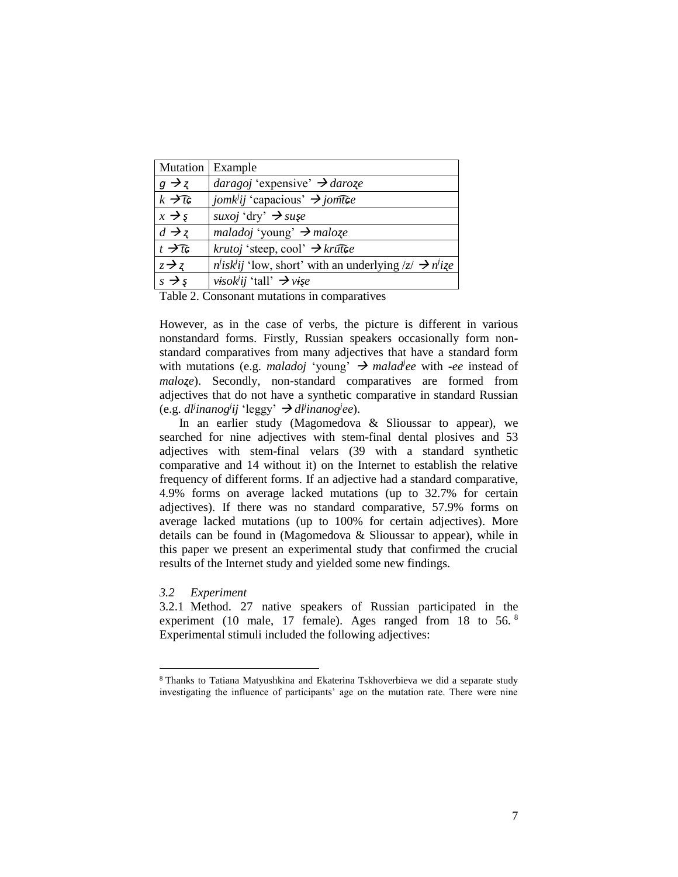| Mutation | Example |
|---|---|
| ɡ → ʐ | *daragoj* 'expensive' → *daroʐe* |
| k → t͡ɕ | *jomkʲij* 'capacious' → *jomt͡ɕe* |
| x → ʂ | *suxoj* 'dry' → *suʂe* |
| d → ʐ | *maladoj* 'young' → *maloʐe* |
| t → t͡ɕ | *krutoj* 'steep, cool' → *krut͡ɕe* |
| z → ʐ | *nʲiskʲij* 'low, short' with an underlying /z/ → *nʲiʐe* |
| s → ʂ | *vɨsokʲij* 'tall' → *vɨʂe* |

Table 2. Consonant mutations in comparatives

However, as in the case of verbs, the picture is different in various nonstandard forms. Firstly, Russian speakers occasionally form non-standard comparatives from many adjectives that have a standard form with mutations (e.g. *maladoj* 'young' → *maladʲee* with *-ee* instead of *maloʐe*). Secondly, non-standard comparatives are formed from adjectives that do not have a synthetic comparative in standard Russian (e.g. *dlʲinanogʲij* 'leggy' → *dlʲinanogʲee*).

In an earlier study (Magomedova & Slioussar to appear), we searched for nine adjectives with stem-final dental plosives and 53 adjectives with stem-final velars (39 with a standard synthetic comparative and 14 without it) on the Internet to establish the relative frequency of different forms. If an adjective had a standard comparative, 4.9% forms on average lacked mutations (up to 32.7% for certain adjectives). If there was no standard comparative, 57.9% forms on average lacked mutations (up to 100% for certain adjectives). More details can be found in (Magomedova & Slioussar to appear), while in this paper we present an experimental study that confirmed the crucial results of the Internet study and yielded some new findings.

### *3.2 Experiment*

3.2.1 Method. 27 native speakers of Russian participated in the experiment (10 male, 17 female). Ages ranged from 18 to 56.[8] Experimental stimuli included the following adjectives:

[8] Thanks to Tatiana Matyushkina and Ekaterina Tskhoverbieva we did a separate study investigating the influence of participants' age on the mutation rate. There were nine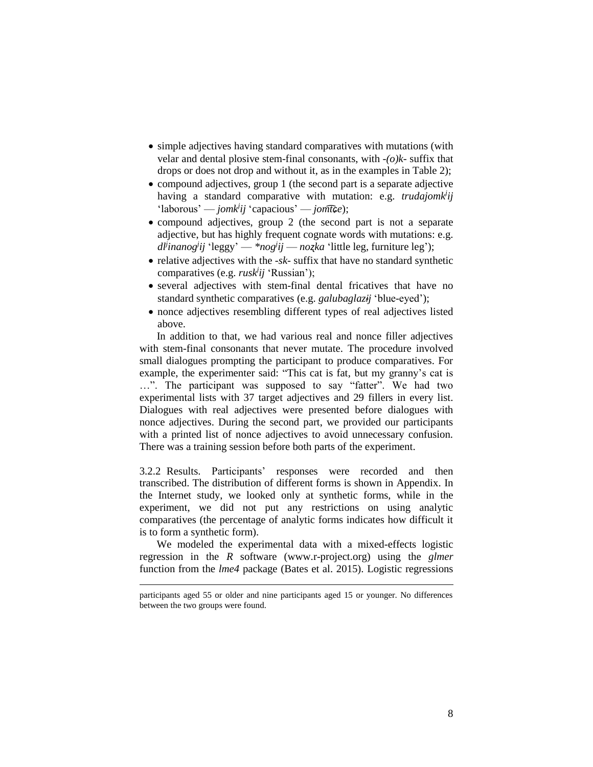- simple adjectives having standard comparatives with mutations (with velar and dental plosive stem-final consonants, with *-(o)k-* suffix that drops or does not drop and without it, as in the examples in Table 2);
- compound adjectives, group 1 (the second part is a separate adjective having a standard comparative with mutation: e.g. *trudajomkʲij* 'laborous' — *jomkʲij* 'capacious' — *jomt͡ɕe*);
- compound adjectives, group 2 (the second part is not a separate adjective, but has highly frequent cognate words with mutations: e.g. *dlʲinanogʲij* 'leggy' — *\*nogʲij* — *noʐka* 'little leg, furniture leg');
- relative adjectives with the *-sk-* suffix that have no standard synthetic comparatives (e.g. *ruskʲij* 'Russian');
- several adjectives with stem-final dental fricatives that have no standard synthetic comparatives (e.g. *galubaglazɨj* 'blue-eyed');
- nonce adjectives resembling different types of real adjectives listed above.

In addition to that, we had various real and nonce filler adjectives with stem-final consonants that never mutate. The procedure involved small dialogues prompting the participant to produce comparatives. For example, the experimenter said: "This cat is fat, but my granny's cat is …". The participant was supposed to say "fatter". We had two experimental lists with 37 target adjectives and 29 fillers in every list. Dialogues with real adjectives were presented before dialogues with nonce adjectives. During the second part, we provided our participants with a printed list of nonce adjectives to avoid unnecessary confusion. There was a training session before both parts of the experiment.

3.2.2 Results. Participants' responses were recorded and then transcribed. The distribution of different forms is shown in Appendix. In the Internet study, we looked only at synthetic forms, while in the experiment, we did not put any restrictions on using analytic comparatives (the percentage of analytic forms indicates how difficult it is to form a synthetic form).

We modeled the experimental data with a mixed-effects logistic regression in the *R* software (www.r-project.org) using the *glmer* function from the *lme4* package (Bates et al. 2015). Logistic regressions

---

participants aged 55 or older and nine participants aged 15 or younger. No differences between the two groups were found.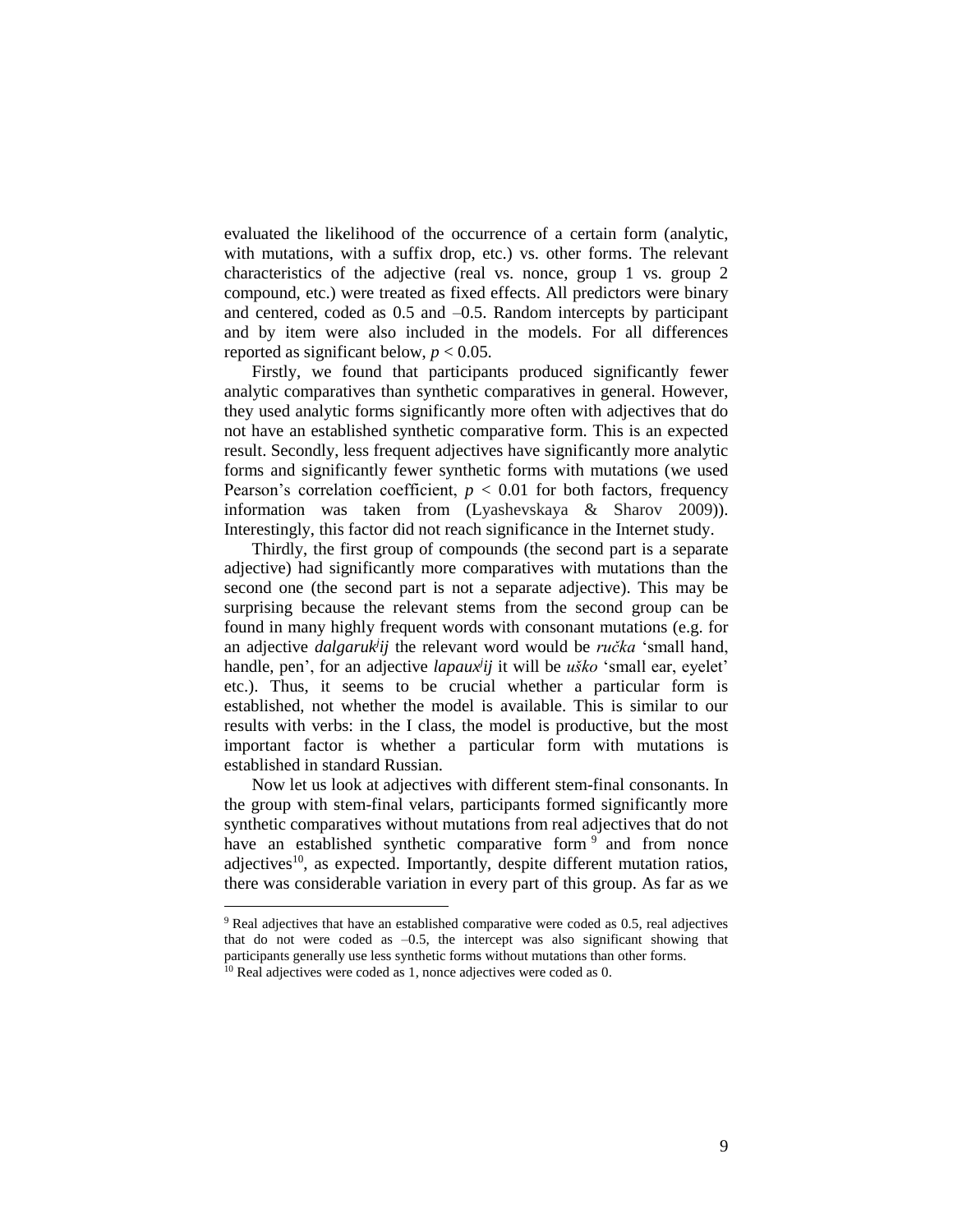evaluated the likelihood of the occurrence of a certain form (analytic, with mutations, with a suffix drop, etc.) vs. other forms. The relevant characteristics of the adjective (real vs. nonce, group 1 vs. group 2 compound, etc.) were treated as fixed effects. All predictors were binary and centered, coded as 0.5 and –0.5. Random intercepts by participant and by item were also included in the models. For all differences reported as significant below, $p < 0.05$.

Firstly, we found that participants produced significantly fewer analytic comparatives than synthetic comparatives in general. However, they used analytic forms significantly more often with adjectives that do not have an established synthetic comparative form. This is an expected result. Secondly, less frequent adjectives have significantly more analytic forms and significantly fewer synthetic forms with mutations (we used Pearson's correlation coefficient, $p < 0.01$ for both factors, frequency information was taken from (Lyashevskaya & Sharov 2009)). Interestingly, this factor did not reach significance in the Internet study.

Thirdly, the first group of compounds (the second part is a separate adjective) had significantly more comparatives with mutations than the second one (the second part is not a separate adjective). This may be surprising because the relevant stems from the second group can be found in many highly frequent words with consonant mutations (e.g. for an adjective *dalgaruk$^{j}$ij* the relevant word would be *ručka* 'small hand, handle, pen', for an adjective *lapaux$^{j}$ij* it will be *uško* 'small ear, eyelet' etc.). Thus, it seems to be crucial whether a particular form is established, not whether the model is available. This is similar to our results with verbs: in the I class, the model is productive, but the most important factor is whether a particular form with mutations is established in standard Russian.

Now let us look at adjectives with different stem-final consonants. In the group with stem-final velars, participants formed significantly more synthetic comparatives without mutations from real adjectives that do not have an established synthetic comparative form [9] and from nonce adjectives[10], as expected. Importantly, despite different mutation ratios, there was considerable variation in every part of this group. As far as we

---

[9] Real adjectives that have an established comparative were coded as 0.5, real adjectives that do not were coded as –0.5, the intercept was also significant showing that participants generally use less synthetic forms without mutations than other forms.

[10] Real adjectives were coded as 1, nonce adjectives were coded as 0.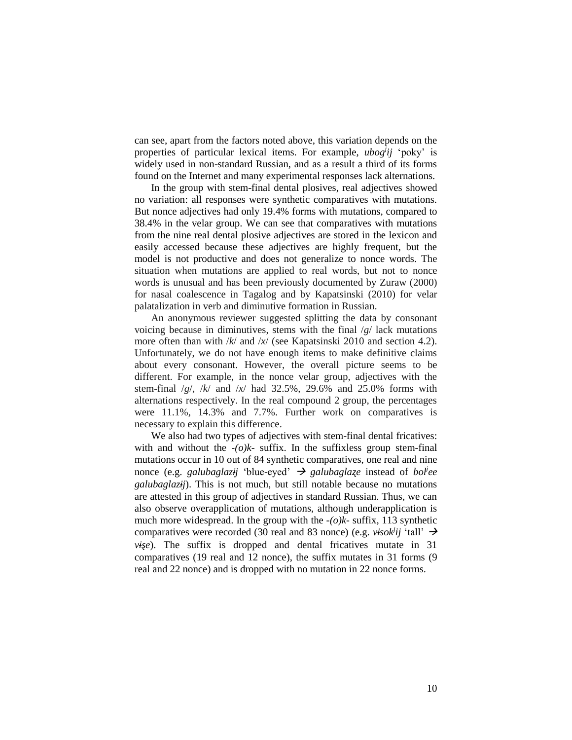can see, apart from the factors noted above, this variation depends on the properties of particular lexical items. For example, *ubog$^j$ij* 'poky' is widely used in non-standard Russian, and as a result a third of its forms found on the Internet and many experimental responses lack alternations.

In the group with stem-final dental plosives, real adjectives showed no variation: all responses were synthetic comparatives with mutations. But nonce adjectives had only 19.4% forms with mutations, compared to 38.4% in the velar group. We can see that comparatives with mutations from the nine real dental plosive adjectives are stored in the lexicon and easily accessed because these adjectives are highly frequent, but the model is not productive and does not generalize to nonce words. The situation when mutations are applied to real words, but not to nonce words is unusual and has been previously documented by Zuraw (2000) for nasal coalescence in Tagalog and by Kapatsinski (2010) for velar palatalization in verb and diminutive formation in Russian.

An anonymous reviewer suggested splitting the data by consonant voicing because in diminutives, stems with the final /*g*/ lack mutations more often than with /*k*/ and /*x*/ (see Kapatsinski 2010 and section 4.2). Unfortunately, we do not have enough items to make definitive claims about every consonant. However, the overall picture seems to be different. For example, in the nonce velar group, adjectives with the stem-final /*g*/, /*k*/ and /*x*/ had 32.5%, 29.6% and 25.0% forms with alternations respectively. In the real compound 2 group, the percentages were 11.1%, 14.3% and 7.7%. Further work on comparatives is necessary to explain this difference.

We also had two types of adjectives with stem-final dental fricatives: with and without the *-(o)k-* suffix. In the suffixless group stem-final mutations occur in 10 out of 84 synthetic comparatives, one real and nine nonce (e.g. *galubaglazɨj* 'blue-eyed' → *galubaglaʐe* instead of *bol$^j$ee galubaglazɨj*). This is not much, but still notable because no mutations are attested in this group of adjectives in standard Russian. Thus, we can also observe overapplication of mutations, although underapplication is much more widespread. In the group with the *-(o)k-* suffix, 113 synthetic comparatives were recorded (30 real and 83 nonce) (e.g. *vɨsok$^j$ij* 'tall' → *vɨʂe*). The suffix is dropped and dental fricatives mutate in 31 comparatives (19 real and 12 nonce), the suffix mutates in 31 forms (9 real and 22 nonce) and is dropped with no mutation in 22 nonce forms.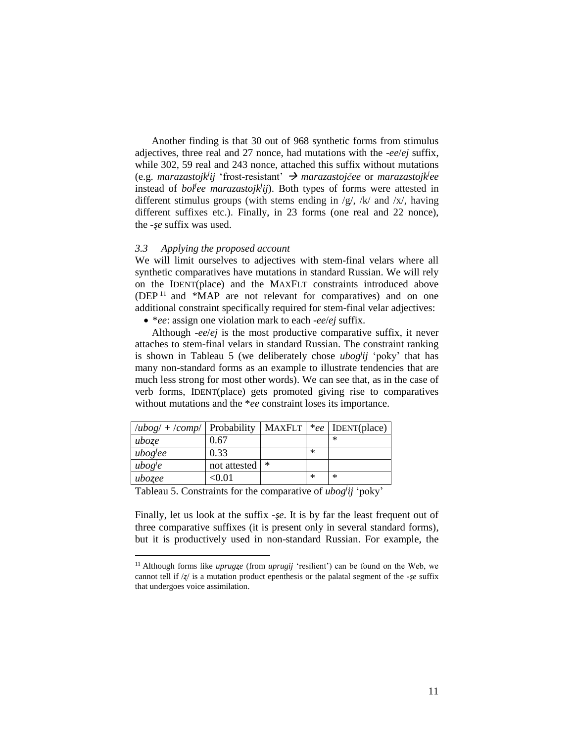Another finding is that 30 out of 968 synthetic forms from stimulus adjectives, three real and 27 nonce, had mutations with the *-ee*/*ej* suffix, while 302, 59 real and 243 nonce, attached this suffix without mutations (e.g. *marazastojk$^j$ij* 'frost-resistant' → *marazastojčee* or *marazastojk$^j$ee* instead of *bol$^j$ee marazastojk$^j$ij*). Both types of forms were attested in different stimulus groups (with stems ending in /g/, /k/ and /x/, having different suffixes etc.). Finally, in 23 forms (one real and 22 nonce), the *-şe* suffix was used.

### *3.3 Applying the proposed account*

We will limit ourselves to adjectives with stem-final velars where all synthetic comparatives have mutations in standard Russian. We will rely on the IDENT(place) and the MAXFLT constraints introduced above (DEP[11] and *MAP are not relevant for comparatives) and on one additional constraint specifically required for stem-final velar adjectives:

- **ee*: assign one violation mark to each *-ee*/*ej* suffix.

Although *-ee*/*ej* is the most productive comparative suffix, it never attaches to stem-final velars in standard Russian. The constraint ranking is shown in Tableau 5 (we deliberately chose *ubog$^j$ij* 'poky' that has many non-standard forms as an example to illustrate tendencies that are much less strong for most other words). We can see that, as in the case of verb forms, IDENT(place) gets promoted giving rise to comparatives without mutations and the **ee* constraint loses its importance.

| /*ubog*/ + /*comp*/ | Probability | MAXFLT | **ee* | IDENT(place) |
|---|---|---|---|---|
| *ubozꞩe* | 0.67 | | | * |
| *ubog$^j$ee* | 0.33 | | * | |
| *ubog$^j$e* | not attested | * | | |
| *ubozꞩee* | <0.01 | | * | * |

Tableau 5. Constraints for the comparative of *ubog$^j$ij* 'poky'

Finally, let us look at the suffix *-şe*. It is by far the least frequent out of three comparative suffixes (it is present only in several standard forms), but it is productively used in non-standard Russian. For example, the

[11] Although forms like *uprugzꞩe* (from *uprugij* 'resilient') can be found on the Web, we cannot tell if /zꞩ/ is a mutation product epenthesis or the palatal segment of the *-şe* suffix that undergoes voice assimilation.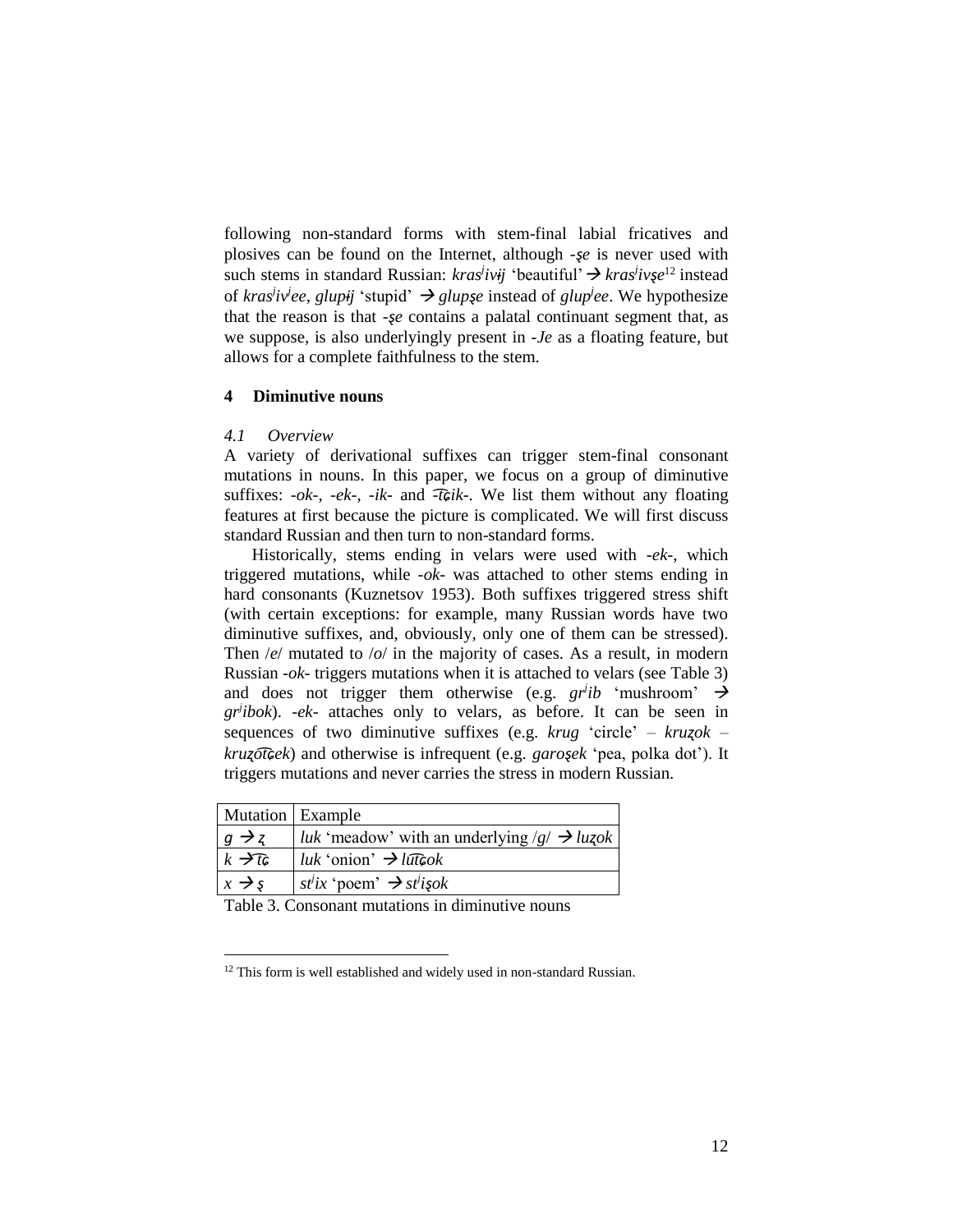following non-standard forms with stem-final labial fricatives and plosives can be found on the Internet, although *-ʂe* is never used with such stems in standard Russian: *krasʲivɨj* 'beautiful' → *krasʲivʂe*[12] instead of *krasʲivʲee*, *glupɨj* 'stupid' → *glupʂe* instead of *glupʲee*. We hypothesize that the reason is that *-ʂe* contains a palatal continuant segment that, as we suppose, is also underlyingly present in *-Je* as a floating feature, but allows for a complete faithfulness to the stem.

## 4 Diminutive nouns

### *4.1 Overview*

A variety of derivational suffixes can trigger stem-final consonant mutations in nouns. In this paper, we focus on a group of diminutive suffixes: *-ok-*, *-ek-*, *-ik-* and *-t͡ɕik-*. We list them without any floating features at first because the picture is complicated. We will first discuss standard Russian and then turn to non-standard forms.

Historically, stems ending in velars were used with *-ek-*, which triggered mutations, while *-ok-* was attached to other stems ending in hard consonants (Kuznetsov 1953). Both suffixes triggered stress shift (with certain exceptions: for example, many Russian words have two diminutive suffixes, and, obviously, only one of them can be stressed). Then /e/ mutated to /o/ in the majority of cases. As a result, in modern Russian *-ok-* triggers mutations when it is attached to velars (see Table 3) and does not trigger them otherwise (e.g. *grʲib* 'mushroom' → *grʲibok*). *-ek-* attaches only to velars, as before. It can be seen in sequences of two diminutive suffixes (e.g. *krug* 'circle' – *kruʐok* – *kruʐot͡ɕek*) and otherwise is infrequent (e.g. *garoʂek* 'pea, polka dot'). It triggers mutations and never carries the stress in modern Russian.

| Mutation | Example |
|---|---|
| *g* → *ʐ* | *luk* 'meadow' with an underlying /g/ → *luʐok* |
| *k* → *t͡ɕ* | *luk* 'onion' → *lut͡ɕok* |
| *x* → *ʂ* | *stʲix* 'poem' → *stʲiʂok* |

Table 3. Consonant mutations in diminutive nouns

[12] This form is well established and widely used in non-standard Russian.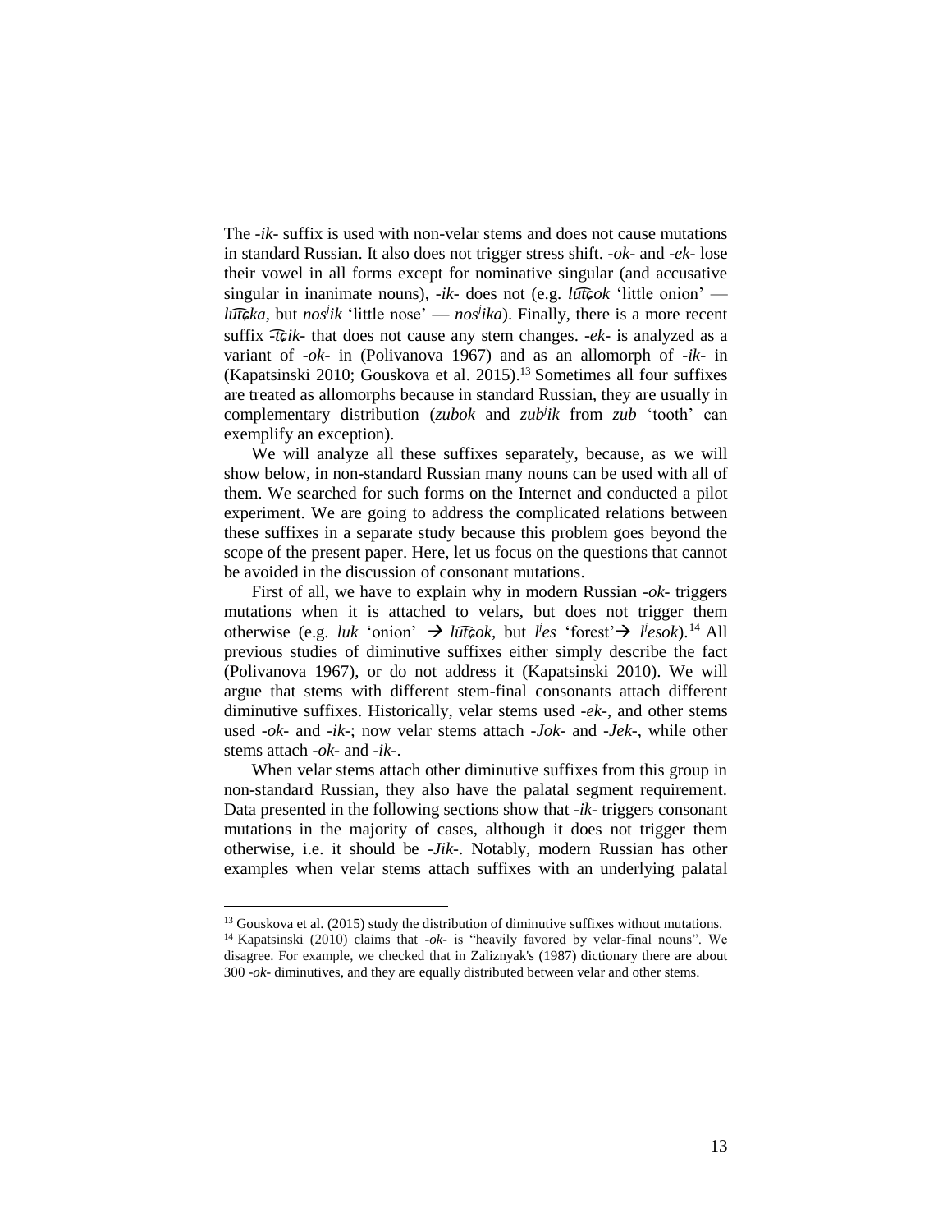The -*ik*- suffix is used with non-velar stems and does not cause mutations in standard Russian. It also does not trigger stress shift. -*ok*- and -*ek*- lose their vowel in all forms except for nominative singular (and accusative singular in inanimate nouns), -*ik*- does not (e.g. *lut͡ɕok* 'little onion' — *lut͡ɕka*, but *nos*ʲ*ik* 'little nose' — *nos*ʲ*ika*). Finally, there is a more recent suffix -*t͡ɕik*- that does not cause any stem changes. -*ek*- is analyzed as a variant of -*ok*- in (Polivanova 1967) and as an allomorph of -*ik*- in (Kapatsinski 2010; Gouskova et al. 2015).[13] Sometimes all four suffixes are treated as allomorphs because in standard Russian, they are usually in complementary distribution (*zubok* and *zub*ʲ*ik* from *zub* 'tooth' can exemplify an exception).

We will analyze all these suffixes separately, because, as we will show below, in non-standard Russian many nouns can be used with all of them. We searched for such forms on the Internet and conducted a pilot experiment. We are going to address the complicated relations between these suffixes in a separate study because this problem goes beyond the scope of the present paper. Here, let us focus on the questions that cannot be avoided in the discussion of consonant mutations.

First of all, we have to explain why in modern Russian -*ok*- triggers mutations when it is attached to velars, but does not trigger them otherwise (e.g. *luk* 'onion' → *lut͡ɕok*, but *l*ʲ*es* 'forest'→ *l*ʲ*esok*).[14] All previous studies of diminutive suffixes either simply describe the fact (Polivanova 1967), or do not address it (Kapatsinski 2010). We will argue that stems with different stem-final consonants attach different diminutive suffixes. Historically, velar stems used -*ek*-, and other stems used -*ok*- and -*ik*-; now velar stems attach -*Jok*- and -*Jek*-, while other stems attach -*ok*- and -*ik*-.

When velar stems attach other diminutive suffixes from this group in non-standard Russian, they also have the palatal segment requirement. Data presented in the following sections show that -*ik*- triggers consonant mutations in the majority of cases, although it does not trigger them otherwise, i.e. it should be -*Jik*-. Notably, modern Russian has other examples when velar stems attach suffixes with an underlying palatal

---

[13] Gouskova et al. (2015) study the distribution of diminutive suffixes without mutations.

[14] Kapatsinski (2010) claims that -*ok*- is "heavily favored by velar-final nouns". We disagree. For example, we checked that in Zaliznyak's (1987) dictionary there are about 300 -*ok*- diminutives, and they are equally distributed between velar and other stems.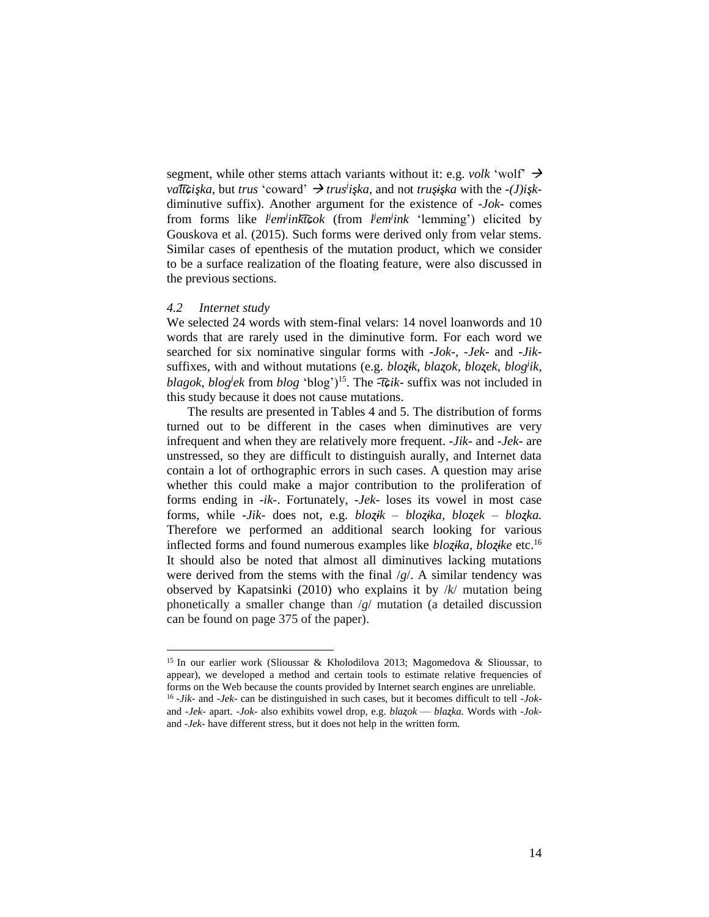segment, while other stems attach variants without it: e.g. *volk* 'wolf' → *val͡tɕişka*, but *trus* 'coward' → *trus^j^işka*, and not *truşɨşka* with the *-(J)işk-* diminutive suffix). Another argument for the existence of *-Jok-* comes from forms like *l^j^em^j^ink͡tɕok* (from *l^j^em^j^ink* 'lemming') elicited by Gouskova et al. (2015). Such forms were derived only from velar stems. Similar cases of epenthesis of the mutation product, which we consider to be a surface realization of the floating feature, were also discussed in the previous sections.

### *4.2 Internet study*

We selected 24 words with stem-final velars: 14 novel loanwords and 10 words that are rarely used in the diminutive form. For each word we searched for six nominative singular forms with *-Jok-*, *-Jek-* and *-Jik-* suffixes, with and without mutations (e.g. *bloʐɨk*, *blaʐok*, *bloʐek*, *blog^j^ik*, *blagok*, *blog^j^ek* from *blog* 'blog')[15]. The *-͡tɕik-* suffix was not included in this study because it does not cause mutations.

The results are presented in Tables 4 and 5. The distribution of forms turned out to be different in the cases when diminutives are very infrequent and when they are relatively more frequent. *-Jik-* and *-Jek-* are unstressed, so they are difficult to distinguish aurally, and Internet data contain a lot of orthographic errors in such cases. A question may arise whether this could make a major contribution to the proliferation of forms ending in *-ik-*. Fortunately, *-Jek-* loses its vowel in most case forms, while *-Jik-* does not, e.g. *bloʐɨk* – *bloʐɨka*, *bloʐek* – *bloʐka.* Therefore we performed an additional search looking for various inflected forms and found numerous examples like *bloʐɨka*, *bloʐɨke* etc.[16] It should also be noted that almost all diminutives lacking mutations were derived from the stems with the final /*g*/. A similar tendency was observed by Kapatsinki (2010) who explains it by /*k*/ mutation being phonetically a smaller change than /*g*/ mutation (a detailed discussion can be found on page 375 of the paper).

---

[15] In our earlier work (Slioussar & Kholodilova 2013; Magomedova & Slioussar, to appear), we developed a method and certain tools to estimate relative frequencies of forms on the Web because the counts provided by Internet search engines are unreliable.

[16] *-Jik-* and *-Jek-* can be distinguished in such cases, but it becomes difficult to tell *-Jok-* and *-Jek-* apart. *-Jok-* also exhibits vowel drop, e.g. *blaʐok* — *blaʐka.* Words with *-Jok-* and *-Jek-* have different stress, but it does not help in the written form.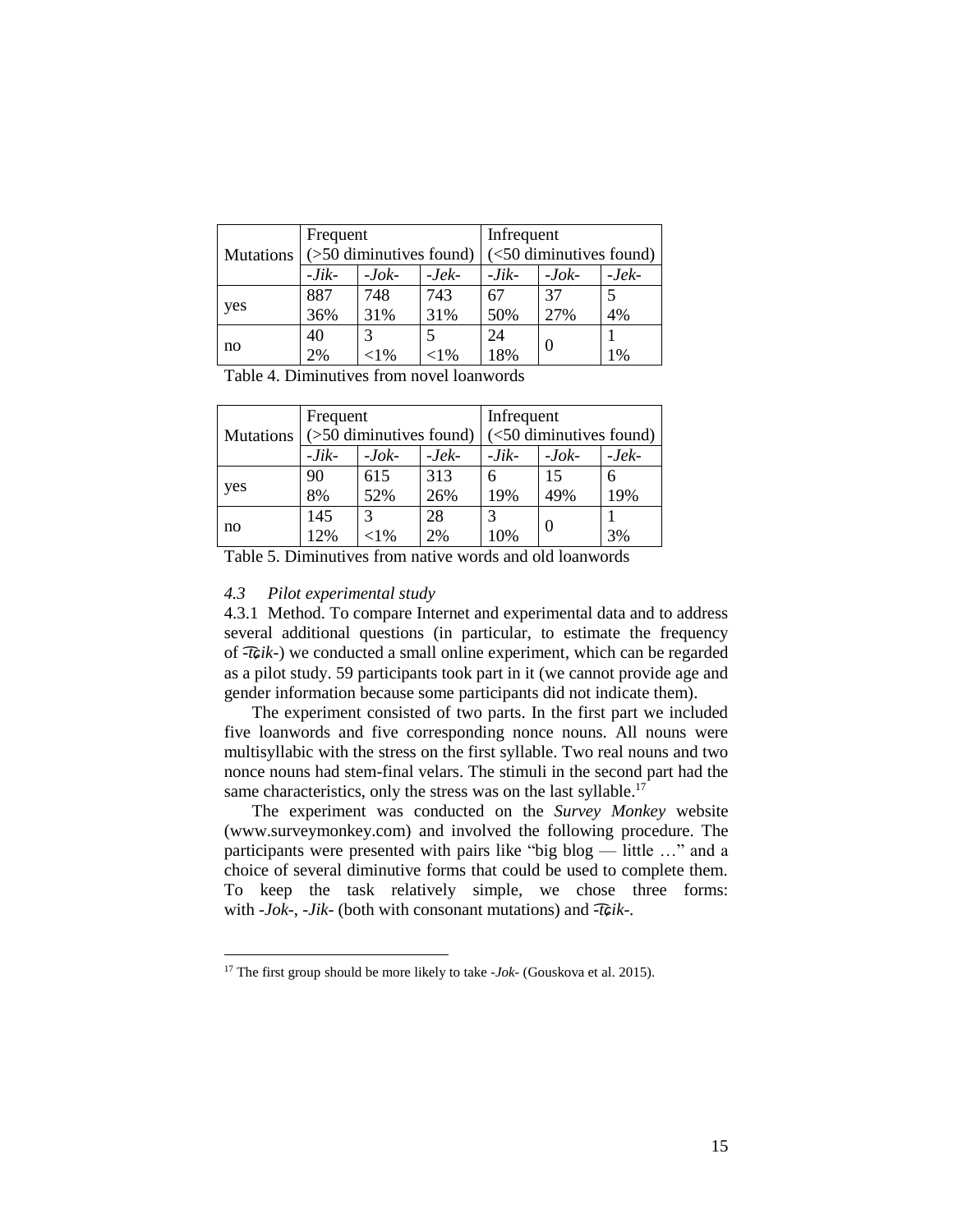| Mutations | Frequent (>50 diminutives found) | | | Infrequent (<50 diminutives found) | | |
|---|---|---|---|---|---|---|
| | *-Jik-* | *-Jok-* | *-Jek-* | *-Jik-* | *-Jok-* | *-Jek-* |
| yes | 887<br>36% | 748<br>31% | 743<br>31% | 67<br>50% | 37<br>27% | 5<br>4% |
| no | 40<br>2% | 3<br><1% | 5<br><1% | 24<br>18% | 0 | 1<br>1% |

Table 4. Diminutives from novel loanwords

| Mutations | Frequent (>50 diminutives found) | | | Infrequent (<50 diminutives found) | | |
|---|---|---|---|---|---|---|
| | *-Jik-* | *-Jok-* | *-Jek-* | *-Jik-* | *-Jok-* | *-Jek-* |
| yes | 90<br>8% | 615<br>52% | 313<br>26% | 6<br>19% | 15<br>49% | 6<br>19% |
| no | 145<br>12% | 3<br><1% | 28<br>2% | 3<br>10% | 0 | 1<br>3% |

Table 5. Diminutives from native words and old loanwords

### *4.3 Pilot experimental study*

4.3.1 Method. To compare Internet and experimental data and to address several additional questions (in particular, to estimate the frequency of *-t͡ɕik-*) we conducted a small online experiment, which can be regarded as a pilot study. 59 participants took part in it (we cannot provide age and gender information because some participants did not indicate them).

The experiment consisted of two parts. In the first part we included five loanwords and five corresponding nonce nouns. All nouns were multisyllabic with the stress on the first syllable. Two real nouns and two nonce nouns had stem-final velars. The stimuli in the second part had the same characteristics, only the stress was on the last syllable.[17]

The experiment was conducted on the *Survey Monkey* website (www.surveymonkey.com) and involved the following procedure. The participants were presented with pairs like "big blog — little …" and a choice of several diminutive forms that could be used to complete them. To keep the task relatively simple, we chose three forms: with *-Jok-*, *-Jik-* (both with consonant mutations) and *-t͡ɕik-*.

[17] The first group should be more likely to take *-Jok-* (Gouskova et al. 2015).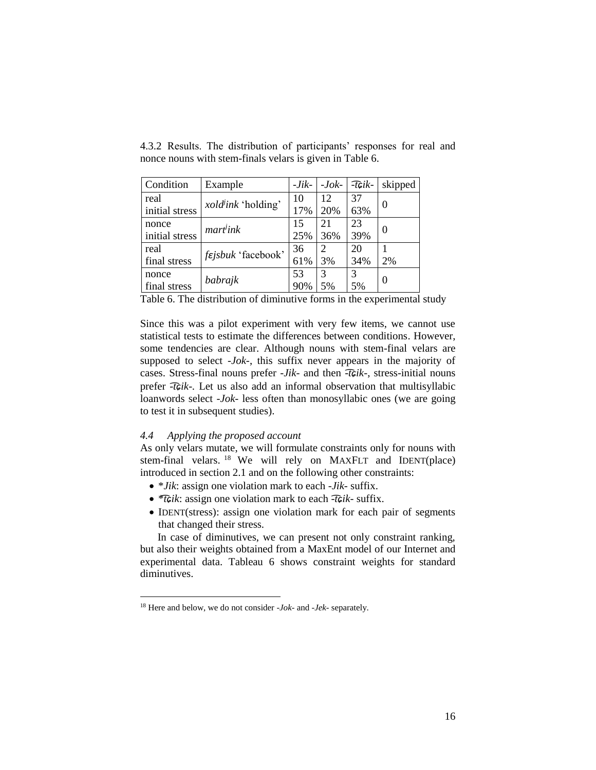4.3.2 Results. The distribution of participants' responses for real and nonce nouns with stem-finals velars is given in Table 6.

| Condition | Example | *-Jik-* | *-Jok-* | *-t͡ɕik-* | skipped |
|---|---|---|---|---|---|
| real initial stress | *xold^jink* 'holding' | 10 17% | 12 20% | 37 63% | 0 |
| nonce initial stress | *mart^jink* | 15 25% | 21 36% | 23 39% | 0 |
| real final stress | *fɛjsbuk* 'facebook' | 36 61% | 2 3% | 20 34% | 1 2% |
| nonce final stress | *babrajk* | 53 90% | 3 5% | 3 5% | 0 |

Table 6. The distribution of diminutive forms in the experimental study

Since this was a pilot experiment with very few items, we cannot use statistical tests to estimate the differences between conditions. However, some tendencies are clear. Although nouns with stem-final velars are supposed to select *-Jok-*, this suffix never appears in the majority of cases. Stress-final nouns prefer *-Jik-* and then *-t͡ɕik-*, stress-initial nouns prefer *t͡ɕik-*. Let us also add an informal observation that multisyllabic loanwords select *-Jok-* less often than monosyllabic ones (we are going to test it in subsequent studies).

### *4.4 Applying the proposed account*

As only velars mutate, we will formulate constraints only for nouns with stem-final velars. [18] We will rely on MAXFLT and IDENT(place) introduced in section 2.1 and on the following other constraints:

- **Jik*: assign one violation mark to each *-Jik-* suffix.
- **t͡ɕik*: assign one violation mark to each *-t͡ɕik-* suffix.
- IDENT(stress): assign one violation mark for each pair of segments that changed their stress.

In case of diminutives, we can present not only constraint ranking, but also their weights obtained from a MaxEnt model of our Internet and experimental data. Tableau 6 shows constraint weights for standard diminutives.

[18] Here and below, we do not consider *-Jok-* and *-Jek-* separately.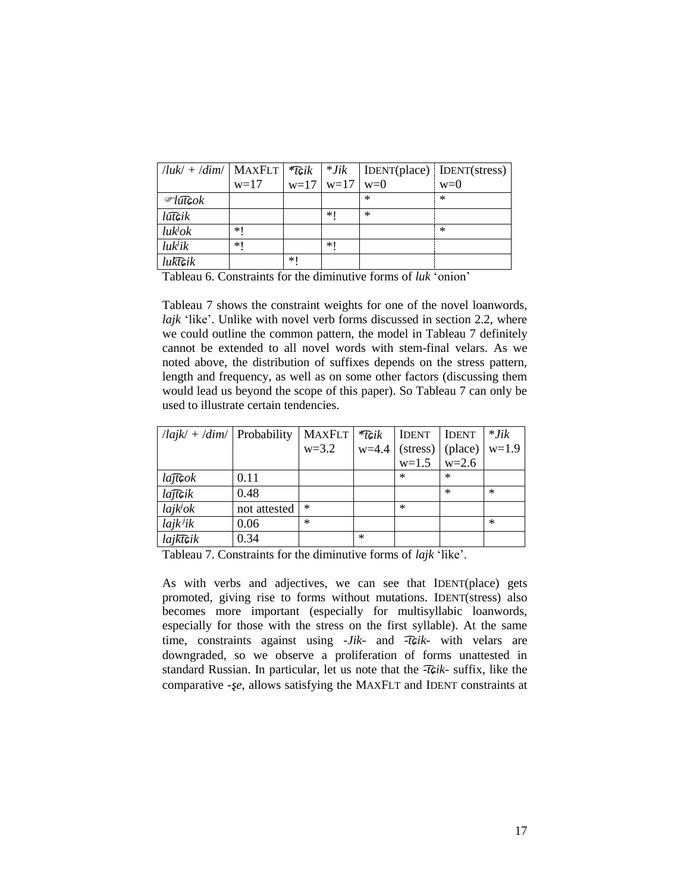| /*luk*/ + /*dim*/ | MAXFLT w=17 | *t͡ɕik w=17 | **Jik* w=17 | IDENT(place) w=0 | IDENT(stress) w=0 |
|---|---|---|---|---|---|
| ☞*lut͡ɕok* | | | | * | * |
| *lut͡ɕik* | | | *! | * | |
| *lukʲok* | *! | | | | * |
| *lukʲik* | *! | | *! | | |
| *lukt͡ɕik* | | *! | | | |

Tableau 6. Constraints for the diminutive forms of *luk* ‘onion’

Tableau 7 shows the constraint weights for one of the novel loanwords, *lajk* ‘like’. Unlike with novel verb forms discussed in section 2.2, where we could outline the common pattern, the model in Tableau 7 definitely cannot be extended to all novel words with stem-final velars. As we noted above, the distribution of suffixes depends on the stress pattern, length and frequency, as well as on some other factors (discussing them would lead us beyond the scope of this paper). So Tableau 7 can only be used to illustrate certain tendencies.

| /*lajk*/ + /*dim*/ | Probability | MAXFLT w=3.2 | *t͡ɕik w=4.4 | IDENT (stress) w=1.5 | IDENT (place) w=2.6 | **Jik* w=1.9 |
|---|---|---|---|---|---|---|
| *lajt͡ɕok* | 0.11 | | | * | * | |
| *lajt͡ɕik* | 0.48 | | | | * | * |
| *lajkʲok* | not attested | * | | * | | |
| *lajkʲik* | 0.06 | * | | | | * |
| *lajkt͡ɕik* | 0.34 | | * | | | |

Tableau 7. Constraints for the diminutive forms of *lajk* ‘like’.

As with verbs and adjectives, we can see that IDENT(place) gets promoted, giving rise to forms without mutations. IDENT(stress) also becomes more important (especially for multisyllabic loanwords, especially for those with the stress on the first syllable). At the same time, constraints against using *-Jik-* and *-t͡ɕik-* with velars are downgraded, so we observe a proliferation of forms unattested in standard Russian. In particular, let us note that the *-t͡ɕik-* suffix, like the comparative *-ʂe*, allows satisfying the MAXFLT and IDENT constraints at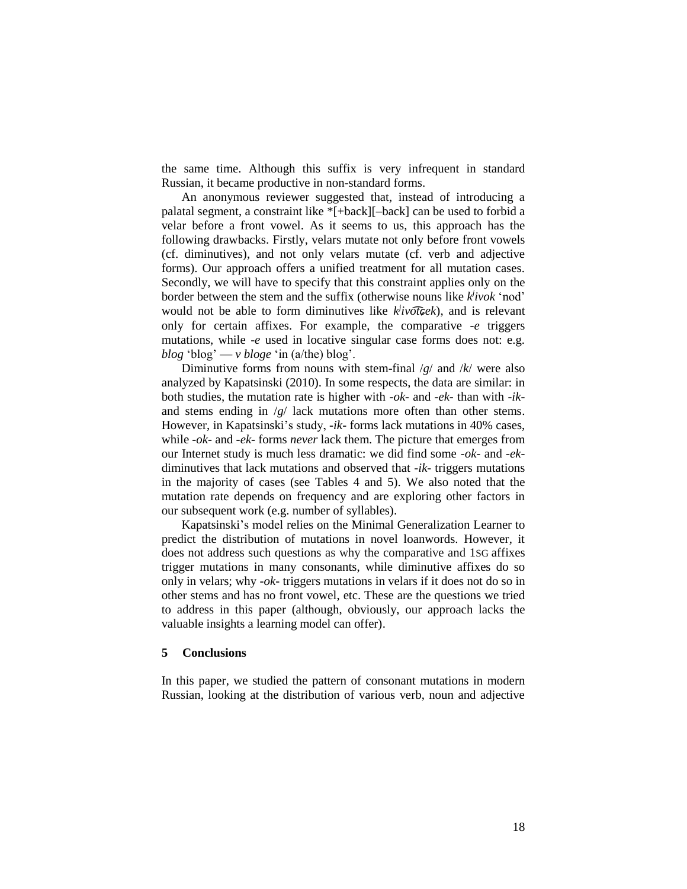the same time. Although this suffix is very infrequent in standard Russian, it became productive in non-standard forms.

An anonymous reviewer suggested that, instead of introducing a palatal segment, a constraint like *[+back][–back] can be used to forbid a velar before a front vowel. As it seems to us, this approach has the following drawbacks. Firstly, velars mutate not only before front vowels (cf. diminutives), and not only velars mutate (cf. verb and adjective forms). Our approach offers a unified treatment for all mutation cases. Secondly, we will have to specify that this constraint applies only on the border between the stem and the suffix (otherwise nouns like *kʲivok* 'nod' would not be able to form diminutives like *kʲivo͡tɕek*), and is relevant only for certain affixes. For example, the comparative *-e* triggers mutations, while *-e* used in locative singular case forms does not: e.g. *blog* 'blog' — *v bloge* 'in (a/the) blog'.

Diminutive forms from nouns with stem-final /*g*/ and /*k*/ were also analyzed by Kapatsinski (2010). In some respects, the data are similar: in both studies, the mutation rate is higher with *-ok-* and *-ek-* than with *-ik-* and stems ending in /*g*/ lack mutations more often than other stems. However, in Kapatsinski's study, *-ik-* forms lack mutations in 40% cases, while *-ok-* and *-ek-* forms *never* lack them. The picture that emerges from our Internet study is much less dramatic: we did find some *-ok-* and *-ek-* diminutives that lack mutations and observed that *-ik-* triggers mutations in the majority of cases (see Tables 4 and 5). We also noted that the mutation rate depends on frequency and are exploring other factors in our subsequent work (e.g. number of syllables).

Kapatsinski's model relies on the Minimal Generalization Learner to predict the distribution of mutations in novel loanwords. However, it does not address such questions as why the comparative and 1SG affixes trigger mutations in many consonants, while diminutive affixes do so only in velars; why *-ok-* triggers mutations in velars if it does not do so in other stems and has no front vowel, etc. These are the questions we tried to address in this paper (although, obviously, our approach lacks the valuable insights a learning model can offer).

## 5 Conclusions

In this paper, we studied the pattern of consonant mutations in modern Russian, looking at the distribution of various verb, noun and adjective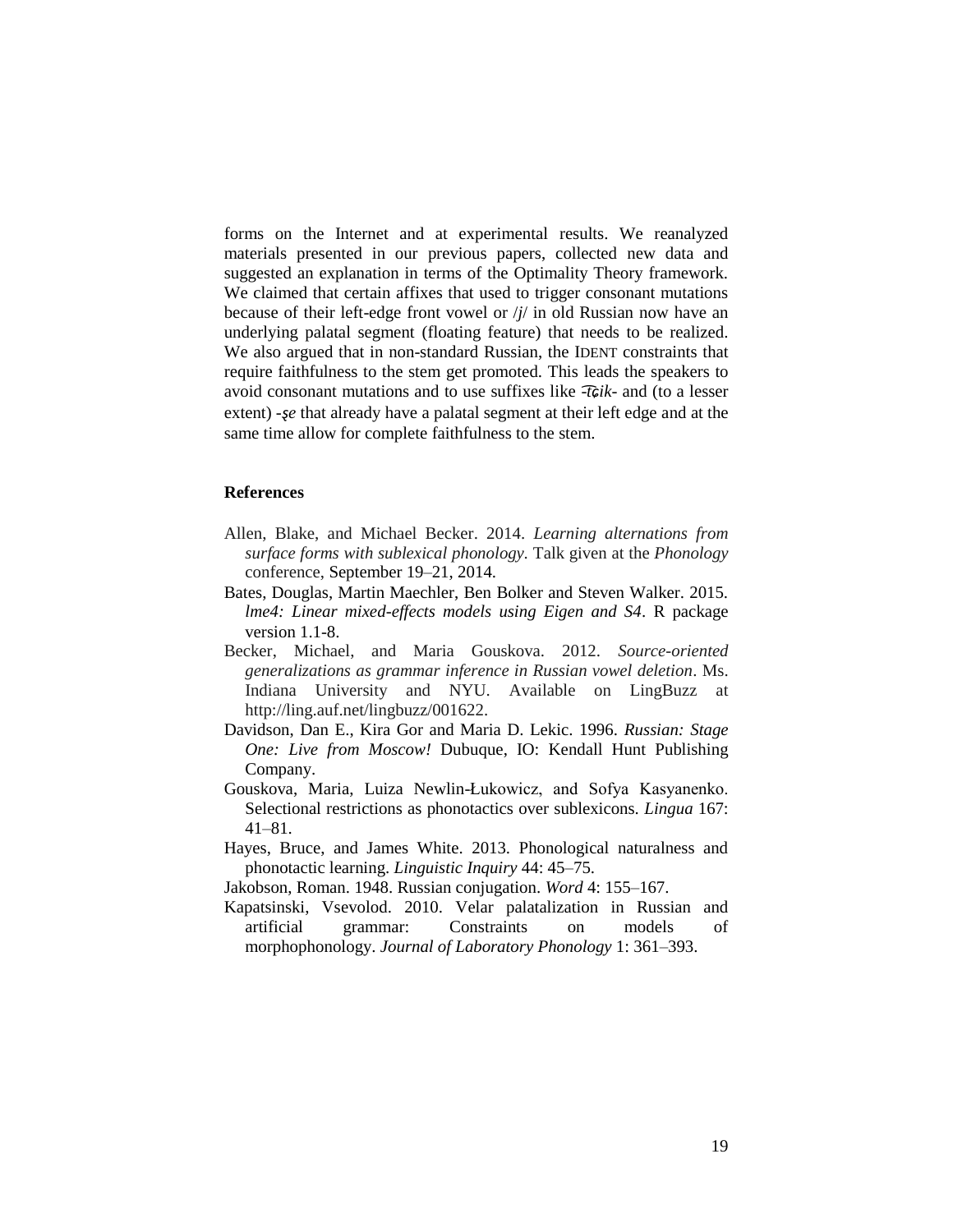forms on the Internet and at experimental results. We reanalyzed materials presented in our previous papers, collected new data and suggested an explanation in terms of the Optimality Theory framework. We claimed that certain affixes that used to trigger consonant mutations because of their left-edge front vowel or /*j*/ in old Russian now have an underlying palatal segment (floating feature) that needs to be realized. We also argued that in non-standard Russian, the IDENT constraints that require faithfulness to the stem get promoted. This leads the speakers to avoid consonant mutations and to use suffixes like *-t͡ɕik-* and (to a lesser extent) *-ʂe* that already have a palatal segment at their left edge and at the same time allow for complete faithfulness to the stem.

## References

Allen, Blake, and Michael Becker. 2014. *Learning alternations from surface forms with sublexical phonology*. Talk given at the *Phonology* conference, September 19–21, 2014.

Bates, Douglas, Martin Maechler, Ben Bolker and Steven Walker. 2015. *lme4: Linear mixed-effects models using Eigen and S4*. R package version 1.1-8.

Becker, Michael, and Maria Gouskova. 2012. *Source-oriented generalizations as grammar inference in Russian vowel deletion*. Ms. Indiana University and NYU. Available on LingBuzz at http://ling.auf.net/lingbuzz/001622.

Davidson, Dan E., Kira Gor and Maria D. Lekic. 1996. *Russian: Stage One: Live from Moscow!* Dubuque, IO: Kendall Hunt Publishing Company.

Gouskova, Maria, Luiza Newlin-Łukowicz, and Sofya Kasyanenko. Selectional restrictions as phonotactics over sublexicons. *Lingua* 167: 41–81.

Hayes, Bruce, and James White. 2013. Phonological naturalness and phonotactic learning. *Linguistic Inquiry* 44: 45–75.

Jakobson, Roman. 1948. Russian conjugation. *Word* 4: 155–167.

Kapatsinski, Vsevolod. 2010. Velar palatalization in Russian and artificial grammar: Constraints on models of morphophonology. *Journal of Laboratory Phonology* 1: 361–393.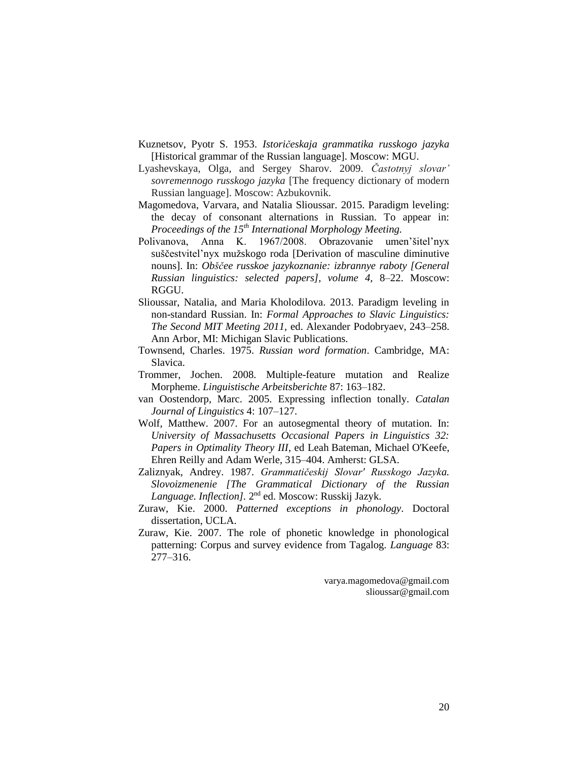Kuznetsov, Pyotr S. 1953. *Istoričeskaja grammatika russkogo jazyka* [Historical grammar of the Russian language]. Moscow: MGU.

Lyashevskaya, Olga, and Sergey Sharov. 2009. *Častotnyj slovar' sovremennogo russkogo jazyka* [The frequency dictionary of modern Russian language]. Moscow: Azbukovnik.

Magomedova, Varvara, and Natalia Slioussar. 2015. Paradigm leveling: the decay of consonant alternations in Russian. To appear in: *Proceedings of the 15th International Morphology Meeting.*

Polivanova, Anna K. 1967/2008. Obrazovanie umen'šitel'nyx suščestvitel'nyx mužskogo roda [Derivation of masculine diminutive nouns]. In: *Obščee russkoe jazykoznanie: izbrannye raboty [General Russian linguistics: selected papers], volume 4,* 8–22. Moscow: RGGU.

Slioussar, Natalia, and Maria Kholodilova. 2013. Paradigm leveling in non-standard Russian. In: *Formal Approaches to Slavic Linguistics: The Second MIT Meeting 2011,* ed. Alexander Podobryaev, 243–258. Ann Arbor, MI: Michigan Slavic Publications.

Townsend, Charles. 1975. *Russian word formation*. Cambridge, MA: Slavica.

Trommer, Jochen. 2008. Multiple-feature mutation and Realize Morpheme. *Linguistische Arbeitsberichte* 87: 163–182.

van Oostendorp, Marc. 2005. Expressing inflection tonally. *Catalan Journal of Linguistics* 4: 107–127.

Wolf, Matthew. 2007. For an autosegmental theory of mutation. In: *University of Massachusetts Occasional Papers in Linguistics 32: Papers in Optimality Theory III*, ed Leah Bateman, Michael O'Keefe, Ehren Reilly and Adam Werle, 315–404. Amherst: GLSA.

Zaliznyak, Andrey. 1987. *Grammatičeskij Slovar' Russkogo Jazyka. Slovoizmenenie [The Grammatical Dictionary of the Russian Language. Inflection]*. 2nd ed. Moscow: Russkij Jazyk.

Zuraw, Kie. 2000. *Patterned exceptions in phonology*. Doctoral dissertation, UCLA.

Zuraw, Kie. 2007. The role of phonetic knowledge in phonological patterning: Corpus and survey evidence from Tagalog. *Language* 83: 277–316.

varya.magomedova@gmail.com
slioussar@gmail.com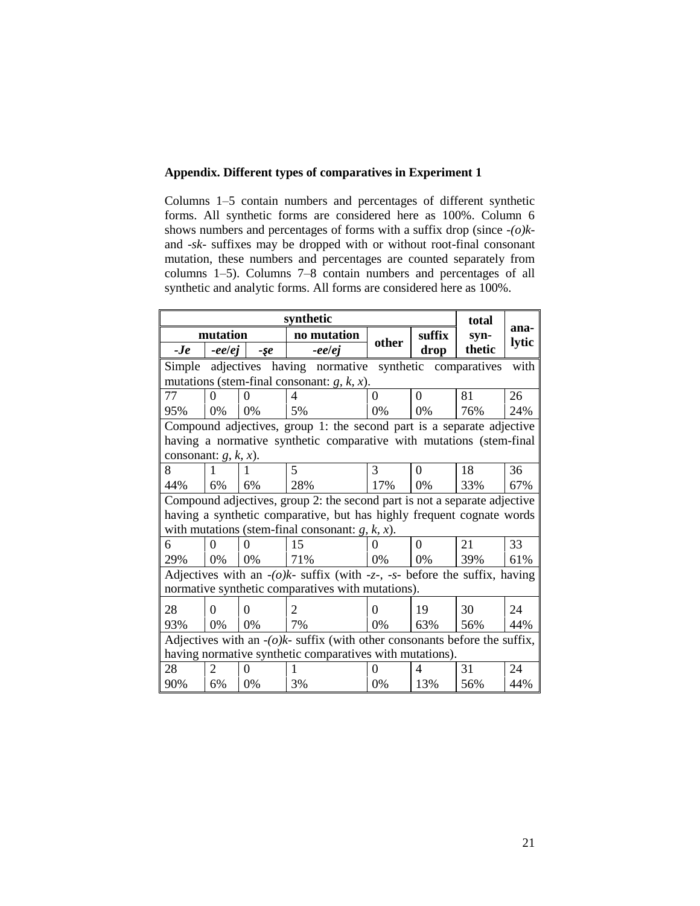**Appendix. Different types of comparatives in Experiment 1**

Columns 1–5 contain numbers and percentages of different synthetic forms. All synthetic forms are considered here as 100%. Column 6 shows numbers and percentages of forms with a suffix drop (since *-(o)k-* and *-sk-* suffixes may be dropped with or without root-final consonant mutation, these numbers and percentages are counted separately from columns 1–5). Columns 7–8 contain numbers and percentages of all synthetic and analytic forms. All forms are considered here as 100%.

| synthetic | | | | | | total synthetic | analytic |
|---|---|---|---|---|---|---|---|
| mutation | | | no mutation | other | suffix drop | | |
| ***-Je*** | ***-ee/ej*** | ***-şe*** | ***-ee/ej*** | | | | |
| Simple adjectives having normative synthetic comparatives with mutations (stem-final consonant: *g*, *k*, *x*). | | | | | | | |
| 77 | 0 | 0 | 4 | 0 | 0 | 81 | 26 |
| 95% | 0% | 0% | 5% | 0% | 0% | 76% | 24% |
| Compound adjectives, group 1: the second part is a separate adjective having a normative synthetic comparative with mutations (stem-final consonant: *g*, *k*, *x*). | | | | | | | |
| 8 | 1 | 1 | 5 | 3 | 0 | 18 | 36 |
| 44% | 6% | 6% | 28% | 17% | 0% | 33% | 67% |
| Compound adjectives, group 2: the second part is not a separate adjective having a synthetic comparative, but has highly frequent cognate words with mutations (stem-final consonant: *g*, *k*, *x*). | | | | | | | |
| 6 | 0 | 0 | 15 | 0 | 0 | 21 | 33 |
| 29% | 0% | 0% | 71% | 0% | 0% | 39% | 61% |
| Adjectives with an *-(o)k-* suffix (with *-z-*, *-s-* before the suffix, having normative synthetic comparatives with mutations). | | | | | | | |
| 28 | 0 | 0 | 2 | 0 | 19 | 30 | 24 |
| 93% | 0% | 0% | 7% | 0% | 63% | 56% | 44% |
| Adjectives with an *-(o)k-* suffix (with other consonants before the suffix, having normative synthetic comparatives with mutations). | | | | | | | |
| 28 | 2 | 0 | 1 | 0 | 4 | 31 | 24 |
| 90% | 6% | 0% | 3% | 0% | 13% | 56% | 44% |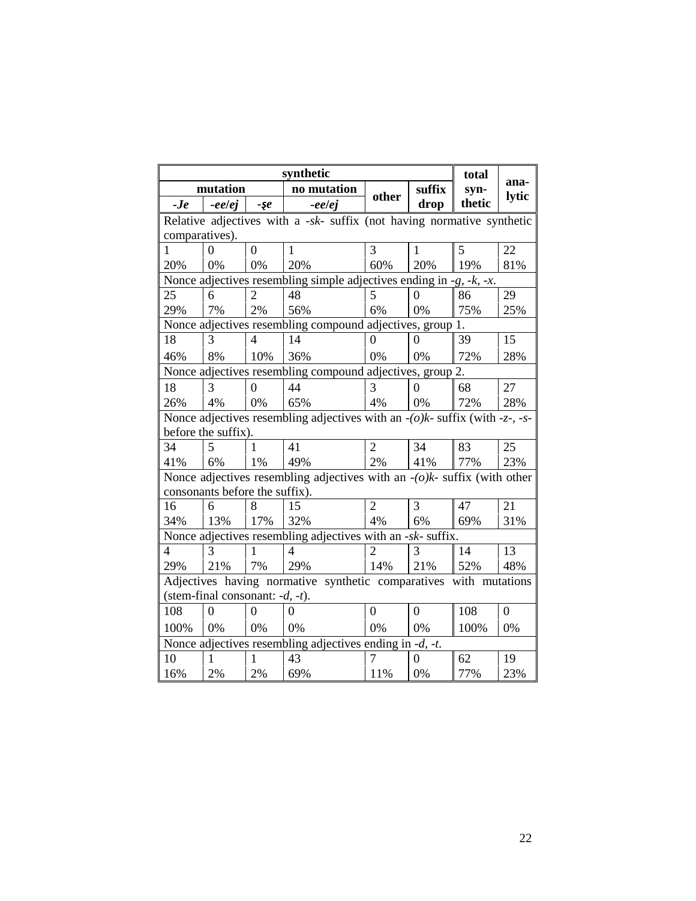| synthetic | | | | | | total synthetic | analytic |
|---|---|---|---|---|---|---|---|
| mutation | | | no mutation | other | suffix drop | | |
| *-Je* | *-ee/ej* | *-şe* | *-ee/ej* | | | | |
| Relative adjectives with a *-sk-* suffix (not having normative synthetic comparatives). | | | | | | | |
| 1 | 0 | 0 | 1 | 3 | 1 | 5 | 22 |
| 20% | 0% | 0% | 20% | 60% | 20% | 19% | 81% |
| Nonce adjectives resembling simple adjectives ending in *-g, -k, -x*. | | | | | | | |
| 25 | 6 | 2 | 48 | 5 | 0 | 86 | 29 |
| 29% | 7% | 2% | 56% | 6% | 0% | 75% | 25% |
| Nonce adjectives resembling compound adjectives, group 1. | | | | | | | |
| 18 | 3 | 4 | 14 | 0 | 0 | 39 | 15 |
| 46% | 8% | 10% | 36% | 0% | 0% | 72% | 28% |
| Nonce adjectives resembling compound adjectives, group 2. | | | | | | | |
| 18 | 3 | 0 | 44 | 3 | 0 | 68 | 27 |
| 26% | 4% | 0% | 65% | 4% | 0% | 72% | 28% |
| Nonce adjectives resembling adjectives with an *-(o)k-* suffix (with *-z-, -s-* before the suffix). | | | | | | | |
| 34 | 5 | 1 | 41 | 2 | 34 | 83 | 25 |
| 41% | 6% | 1% | 49% | 2% | 41% | 77% | 23% |
| Nonce adjectives resembling adjectives with an *-(o)k-* suffix (with other consonants before the suffix). | | | | | | | |
| 16 | 6 | 8 | 15 | 2 | 3 | 47 | 21 |
| 34% | 13% | 17% | 32% | 4% | 6% | 69% | 31% |
| Nonce adjectives resembling adjectives with an *-sk-* suffix. | | | | | | | |
| 4 | 3 | 1 | 4 | 2 | 3 | 14 | 13 |
| 29% | 21% | 7% | 29% | 14% | 21% | 52% | 48% |
| Adjectives having normative synthetic comparatives with mutations (stem-final consonant: *-d, -t*). | | | | | | | |
| 108 | 0 | 0 | 0 | 0 | 0 | 108 | 0 |
| 100% | 0% | 0% | 0% | 0% | 0% | 100% | 0% |
| Nonce adjectives resembling adjectives ending in *-d, -t*. | | | | | | | |
| 10 | 1 | 1 | 43 | 7 | 0 | 62 | 19 |
| 16% | 2% | 2% | 69% | 11% | 0% | 77% | 23% |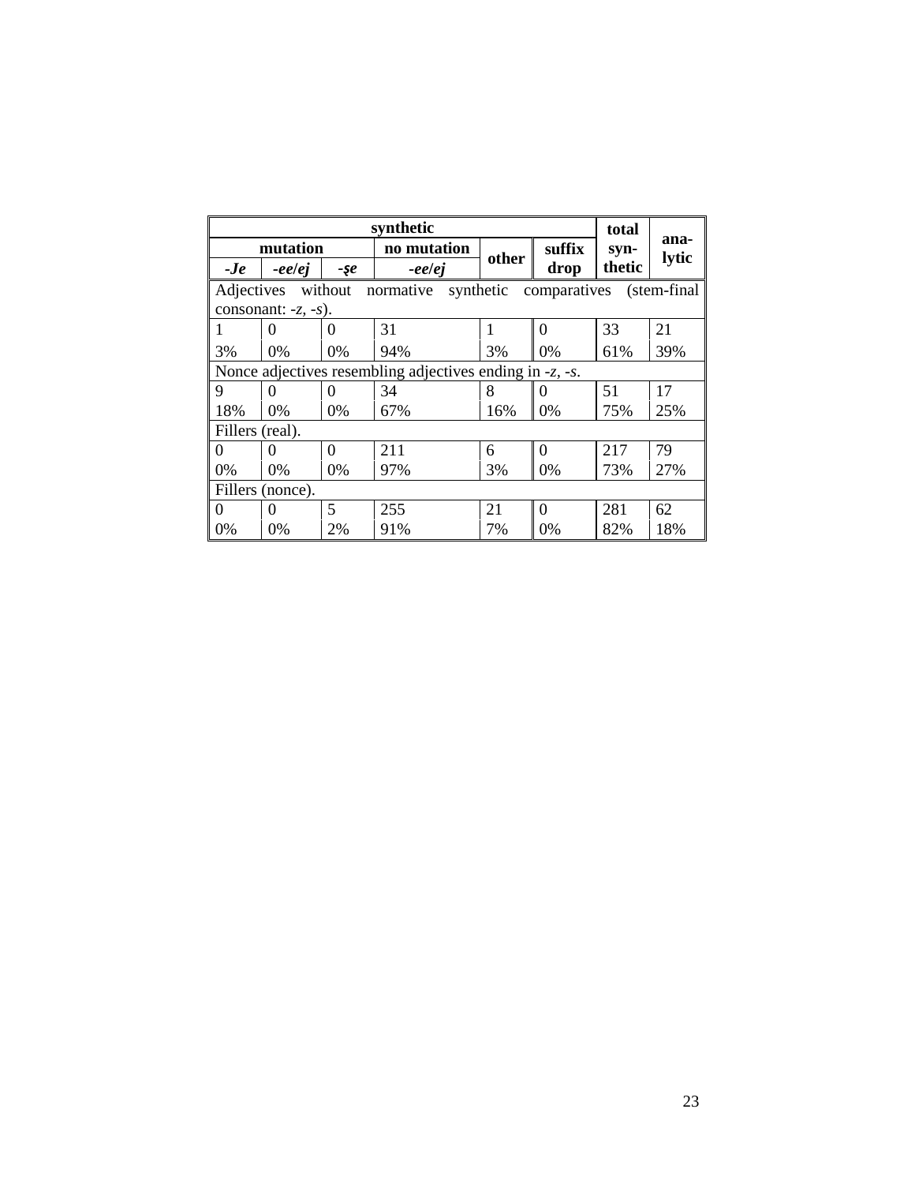| synthetic | | | | | | total synthetic | analytic |
|---|---|---|---|---|---|---|---|
| mutation | | | no mutation | other | suffix drop | | |
| *-Je* | *-ee/ej* | *-şe* | *-ee/ej* | | | | |
| Adjectives without normative synthetic comparatives (stem-final consonant: *-z, -s*). | | | | | | | |
| 1 | 0 | 0 | 31 | 1 | 0 | 33 | 21 |
| 3% | 0% | 0% | 94% | 3% | 0% | 61% | 39% |
| Nonce adjectives resembling adjectives ending in *-z, -s*. | | | | | | | |
| 9 | 0 | 0 | 34 | 8 | 0 | 51 | 17 |
| 18% | 0% | 0% | 67% | 16% | 0% | 75% | 25% |
| Fillers (real). | | | | | | | |
| 0 | 0 | 0 | 211 | 6 | 0 | 217 | 79 |
| 0% | 0% | 0% | 97% | 3% | 0% | 73% | 27% |
| Fillers (nonce). | | | | | | | |
| 0 | 0 | 5 | 255 | 21 | 0 | 281 | 62 |
| 0% | 0% | 2% | 91% | 7% | 0% | 82% | 18% |